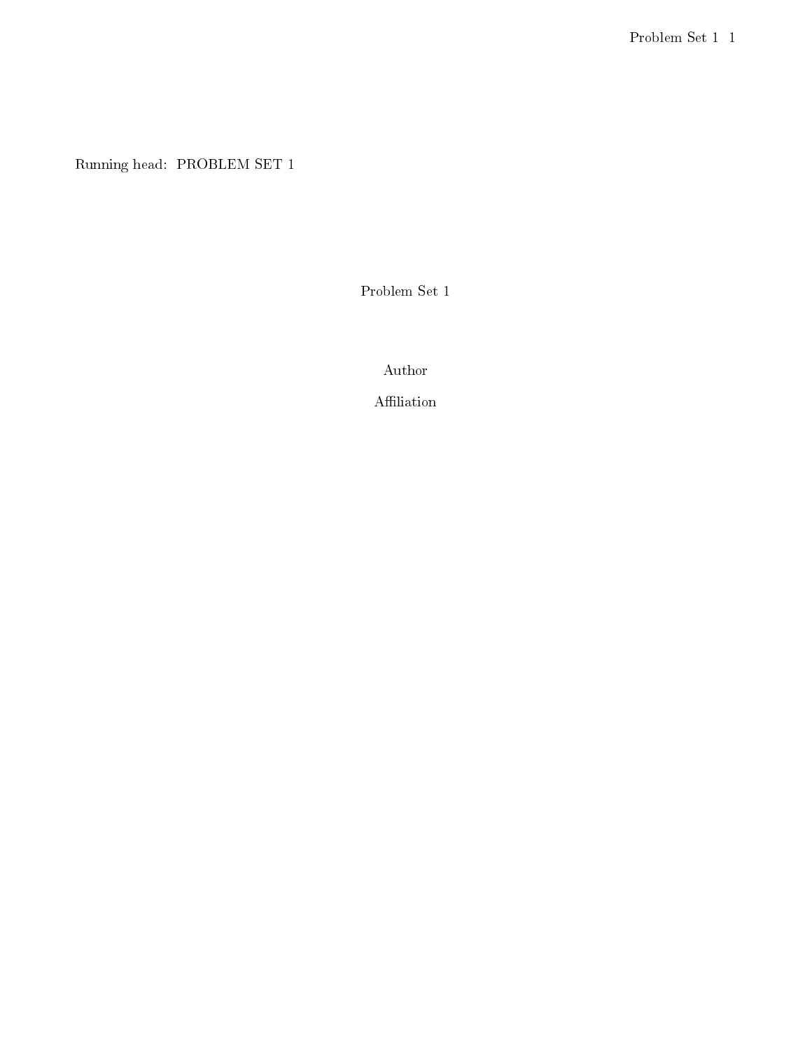Running head: PROBLEM SET 1

# Problem Set 1

Author

Affiliation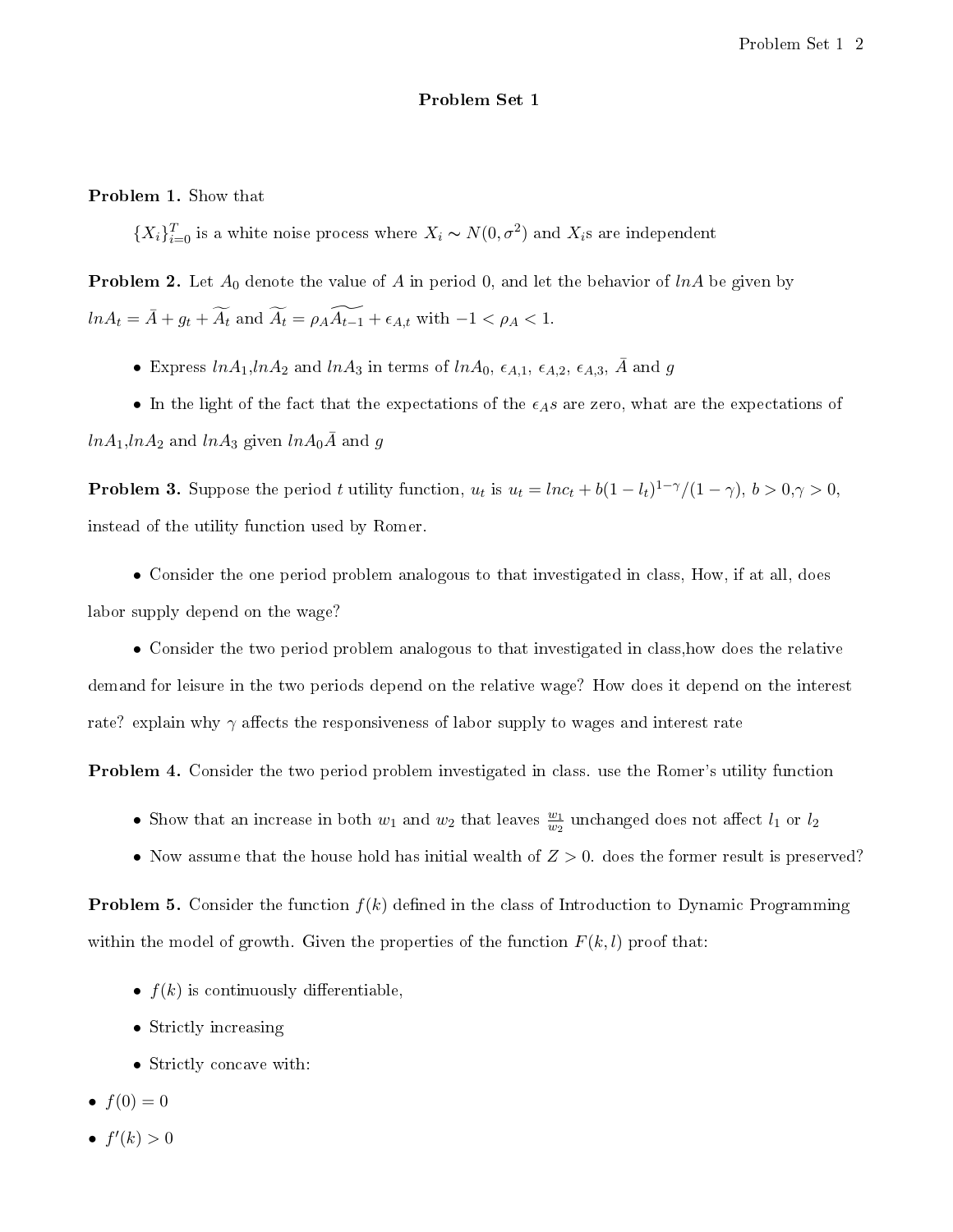## Problem Set 1

**Problem 1.** Show that

$\{X_i\}_{i=0}^{T}$ is a white noise process where $X_i \sim N(0, \sigma^2)$ and $X_i$s are independent

**Problem 2.** Let $A_0$ denote the value of $A$ in period 0, and let the behavior of $lnA$ be given by $lnA_t = \bar{A} + g_t + \widetilde{A_t}$ and $\widetilde{A_t} = \rho_A \widetilde{A_{t-1}} + \epsilon_{A,t}$ with $-1 < \rho_A < 1$.

- Express $lnA_1$,$lnA_2$ and $lnA_3$ in terms of $lnA_0$, $\epsilon_{A,1}$, $\epsilon_{A,2}$, $\epsilon_{A,3}$, $\bar{A}$ and $g$
- In the light of the fact that the expectations of the $\epsilon_A s$ are zero, what are the expectations of $lnA_1$,$lnA_2$ and $lnA_3$ given $lnA_0\bar{A}$ and $g$

**Problem 3.** Suppose the period $t$ utility function, $u_t$ is $u_t = lnc_t + b(1 - l_t)^{1-\gamma}/(1 - \gamma)$, $b > 0$,$\gamma > 0$, instead of the utility function used by Romer.

- Consider the one period problem analogous to that investigated in class, How, if at all, does labor supply depend on the wage?
- Consider the two period problem analogous to that investigated in class,how does the relative demand for leisure in the two periods depend on the relative wage? How does it depend on the interest rate? explain why $\gamma$ affects the responsiveness of labor supply to wages and interest rate

**Problem 4.** Consider the two period problem investigated in class. use the Romer's utility function

- Show that an increase in both $w_1$ and $w_2$ that leaves $\frac{w_1}{w_2}$ unchanged does not affect $l_1$ or $l_2$
- Now assume that the house hold has initial wealth of $Z > 0$. does the former result is preserved?

**Problem 5.** Consider the function $f(k)$ defined in the class of Introduction to Dynamic Programming within the model of growth. Given the properties of the function $F(k, l)$ proof that:

- $f(k)$ is continuously differentiable,
- Strictly increasing
- Strictly concave with:

- $f(0) = 0$
- $f'(k) > 0$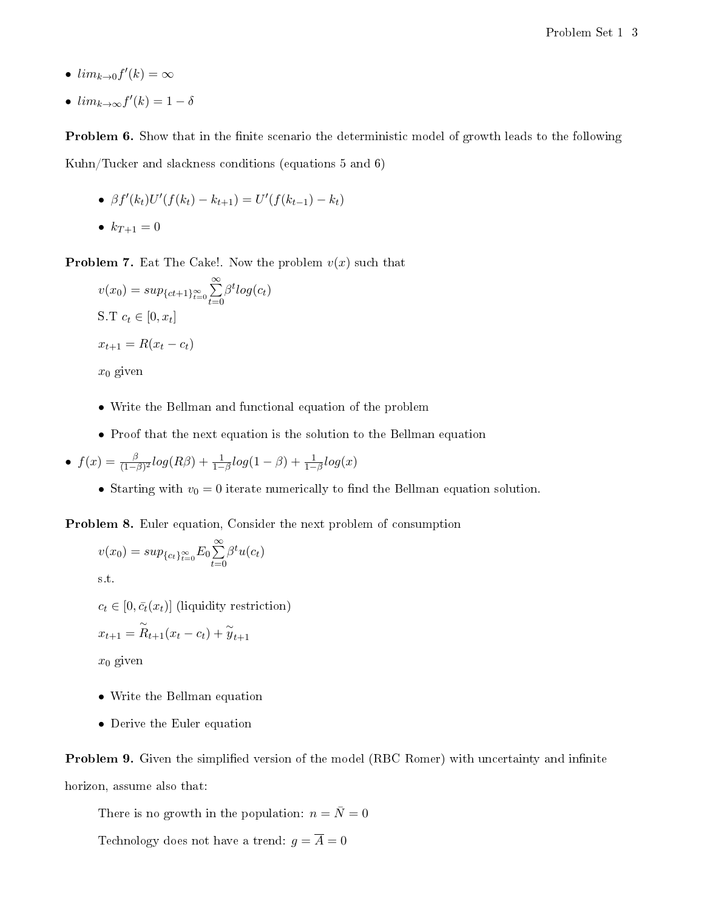- $lim_{k \to 0} f'(k) = \infty$
- $lim_{k \to \infty} f'(k) = 1 - \delta$

**Problem 6.** Show that in the finite scenario the deterministic model of growth leads to the following Kuhn/Tucker and slackness conditions (equations 5 and 6)

- $\beta f'(k_t) U'(f(k_t) - k_{t+1}) = U'(f(k_{t-1}) - k_t)$
- $k_{T+1} = 0$

**Problem 7.** Eat The Cake!. Now the problem $v(x)$ such that

$v(x_0) = sup_{\{ct+1\}_{t=0}^{\infty}} \sum_{t=0}^{\infty} \beta^t log(c_t)$

S.T $c_t \in [0, x_t]$

$x_{t+1} = R(x_t - c_t)$

$x_0$ given

- Write the Bellman and functional equation of the problem
- Proof that the next equation is the solution to the Bellman equation

- $f(x) = \frac{\beta}{(1-\beta)^2} log(R\beta) + \frac{1}{1-\beta} log(1-\beta) + \frac{1}{1-\beta} log(x)$

- Starting with $v_0 = 0$ iterate numerically to find the Bellman equation solution.

**Problem 8.** Euler equation, Consider the next problem of consumption

$v(x_0) = sup_{\{c_t\}_{t=0}^{\infty}} E_0 \sum_{t=0}^{\infty} \beta^t u(c_t)$

s.t.

$c_t \in [0, \bar{c}_t(x_t)]$ (liquidity restriction)

$x_{t+1} = \widetilde{R}_{t+1}(x_t - c_t) + \widetilde{y}_{t+1}$

$x_0$ given

- Write the Bellman equation
- Derive the Euler equation

**Problem 9.** Given the simplified version of the model (RBC Romer) with uncertainty and infinite horizon, assume also that:

There is no growth in the population: $n = \bar{N} = 0$

Technology does not have a trend: $g = \overline{A} = 0$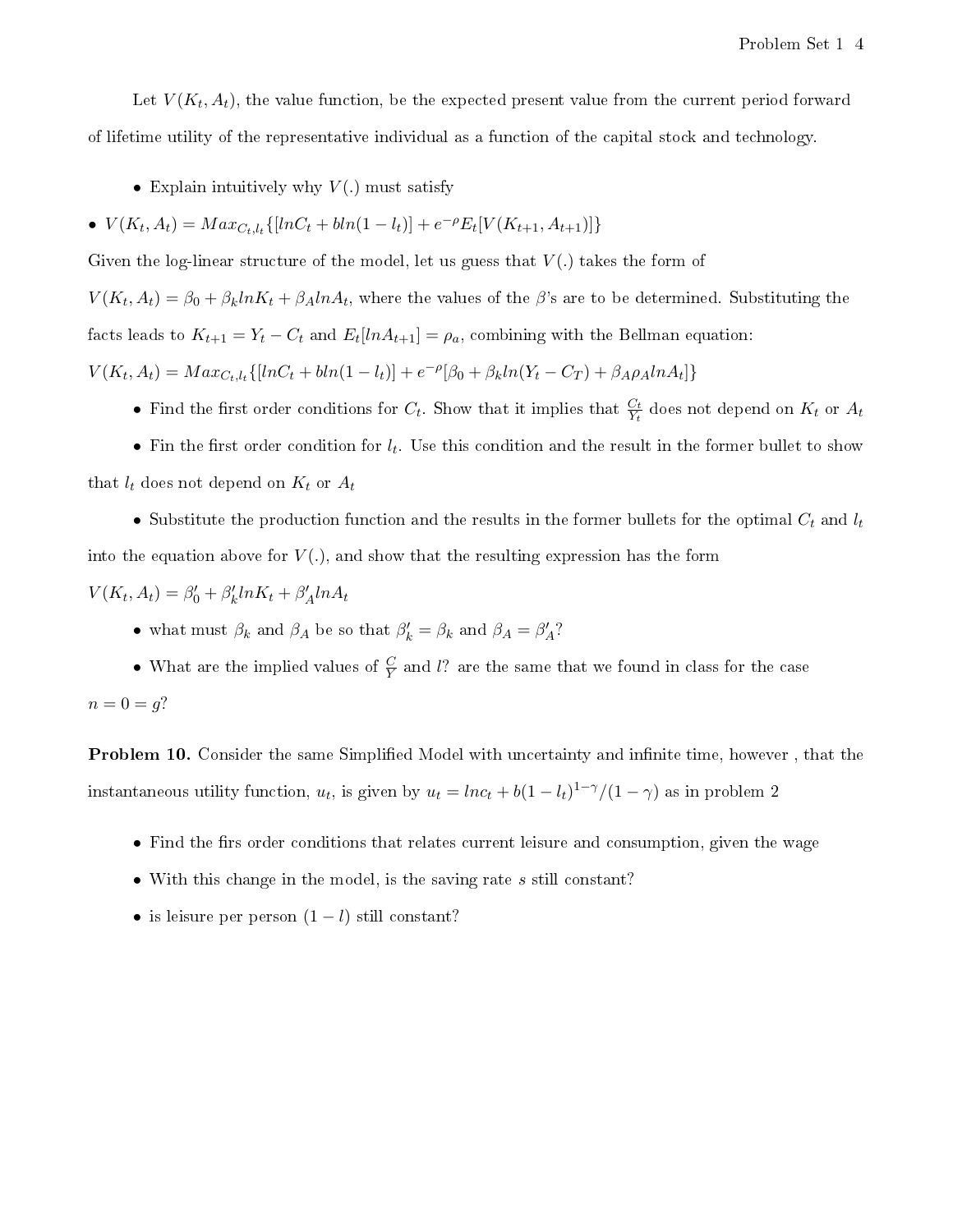Let $V(K_t, A_t)$, the value function, be the expected present value from the current period forward of lifetime utility of the representative individual as a function of the capital stock and technology.

- Explain intuitively why $V(.)$ must satisfy

- $V(K_t, A_t) = Max_{C_t,l_t}\{[lnC_t + bln(1 - l_t)] + e^{-\rho}E_t[V(K_{t+1}, A_{t+1})]\}$

Given the log-linear structure of the model, let us guess that $V(.)$ takes the form of

$V(K_t, A_t) = \beta_0 + \beta_k lnK_t + \beta_A lnA_t$, where the values of the $\beta$'s are to be determined. Substituting the facts leads to $K_{t+1} = Y_t - C_t$ and $E_t[lnA_{t+1}] = \rho_a$, combining with the Bellman equation:

$V(K_t, A_t) = Max_{C_t,l_t}\{[lnC_t + bln(1 - l_t)] + e^{-\rho}[\beta_0 + \beta_k ln(Y_t - C_T) + \beta_A \rho_A lnA_t]\}$

- Find the first order conditions for $C_t$. Show that it implies that $\frac{C_t}{Y_t}$ does not depend on $K_t$ or $A_t$

- Fin the first order condition for $l_t$. Use this condition and the result in the former bullet to show that $l_t$ does not depend on $K_t$ or $A_t$

- Substitute the production function and the results in the former bullets for the optimal $C_t$ and $l_t$ into the equation above for $V(.)$, and show that the resulting expression has the form

$V(K_t, A_t) = \beta_0' + \beta_k' lnK_t + \beta_A' lnA_t$

- what must $\beta_k$ and $\beta_A$ be so that $\beta_k' = \beta_k$ and $\beta_A = \beta_A'$?

- What are the implied values of $\frac{C}{Y}$ and $l$? are the same that we found in class for the case $n = 0 = g$?

**Problem 10.** Consider the same Simplified Model with uncertainty and infinite time, however , that the instantaneous utility function, $u_t$, is given by $u_t = lnc_t + b(1 - l_t)^{1-\gamma}/(1 - \gamma)$ as in problem 2

- Find the firs order conditions that relates current leisure and consumption, given the wage
- With this change in the model, is the saving rate $s$ still constant?
- is leisure per person $(1 - l)$ still constant?